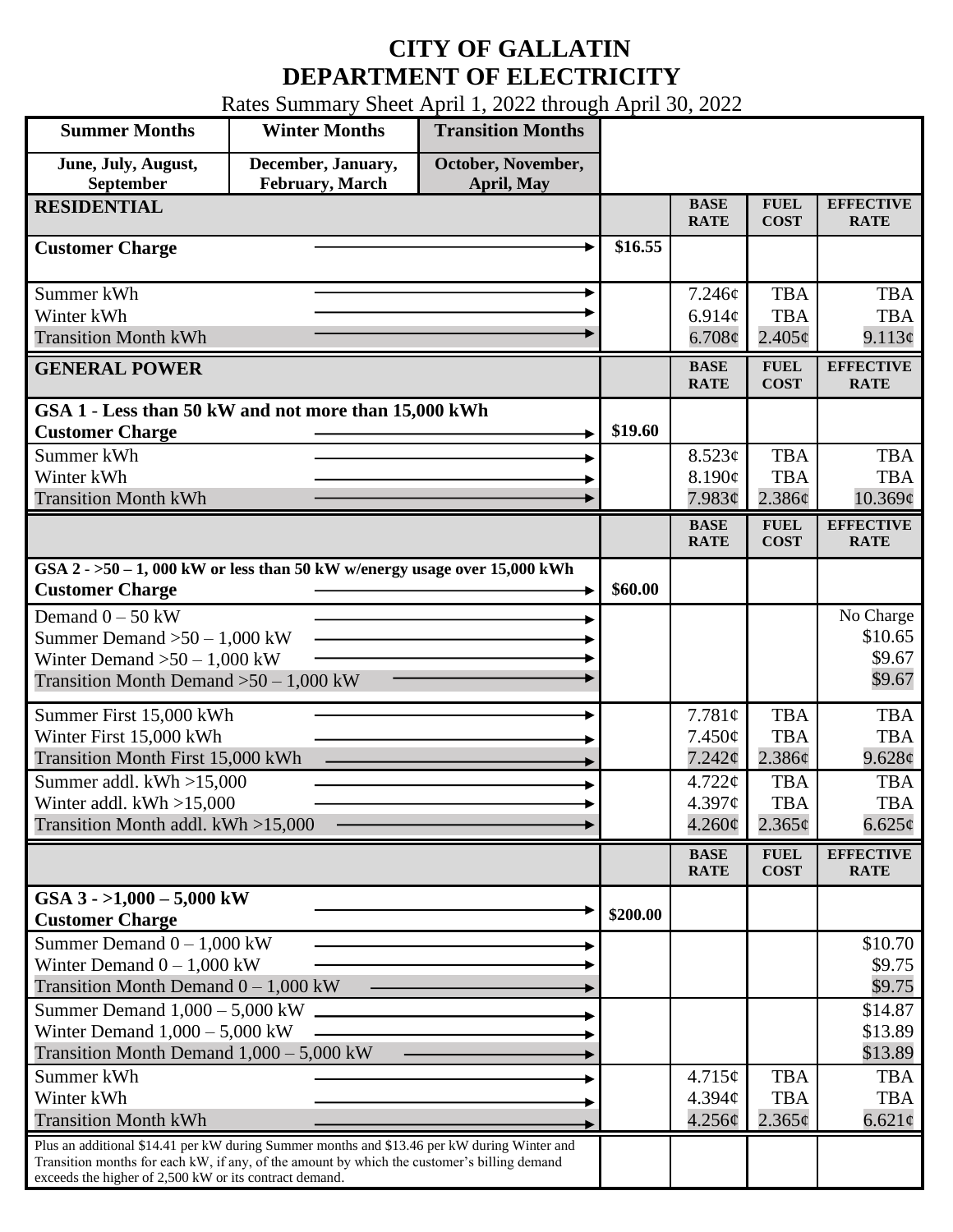# CITY OF GALLATIN
# DEPARTMENT OF ELECTRICITY

Rates Summary Sheet April 1, 2022 through April 30, 2022

| Summer Months | Winter Months | Transition Months |
|---|---|---|
| June, July, August, September | December, January, February, March | October, November, April, May |

| RESIDENTIAL | | BASE RATE | FUEL COST | EFFECTIVE RATE |
|---|---|---|---|---|
| **Customer Charge** | $16.55 | | | |
| Summer kWh | | 7.246¢ | TBA | TBA |
| Winter kWh | | 6.914¢ | TBA | TBA |
| Transition Month kWh | | 6.708¢ | 2.405¢ | 9.113¢ |

| GENERAL POWER | | BASE RATE | FUEL COST | EFFECTIVE RATE |
|---|---|---|---|---|
| **GSA 1 - Less than 50 kW and not more than 15,000 kWh** | | | | |
| **Customer Charge** | $19.60 | | | |
| Summer kWh | | 8.523¢ | TBA | TBA |
| Winter kWh | | 8.190¢ | TBA | TBA |
| Transition Month kWh | | 7.983¢ | 2.386¢ | 10.369¢ |

| | | BASE RATE | FUEL COST | EFFECTIVE RATE |
|---|---|---|---|---|
| **GSA 2 - >50 – 1, 000 kW or less than 50 kW w/energy usage over 15,000 kWh** | | | | |
| **Customer Charge** | $60.00 | | | |
| Demand 0 – 50 kW | | | | No Charge |
| Summer Demand >50 – 1,000 kW | | | | $10.65 |
| Winter Demand >50 – 1,000 kW | | | | $9.67 |
| Transition Month Demand >50 – 1,000 kW | | | | $9.67 |
| Summer First 15,000 kWh | | 7.781¢ | TBA | TBA |
| Winter First 15,000 kWh | | 7.450¢ | TBA | TBA |
| Transition Month First 15,000 kWh | | 7.242¢ | 2.386¢ | 9.628¢ |
| Summer addl. kWh >15,000 | | 4.722¢ | TBA | TBA |
| Winter addl. kWh >15,000 | | 4.397¢ | TBA | TBA |
| Transition Month addl. kWh >15,000 | | 4.260¢ | 2.365¢ | 6.625¢ |

| | | BASE RATE | FUEL COST | EFFECTIVE RATE |
|---|---|---|---|---|
| **GSA 3 - >1,000 – 5,000 kW** | | | | |
| **Customer Charge** | $200.00 | | | |
| Summer Demand 0 – 1,000 kW | | | | $10.70 |
| Winter Demand 0 – 1,000 kW | | | | $9.75 |
| Transition Month Demand 0 – 1,000 kW | | | | $9.75 |
| Summer Demand 1,000 – 5,000 kW | | | | $14.87 |
| Winter Demand 1,000 – 5,000 kW | | | | $13.89 |
| Transition Month Demand 1,000 – 5,000 kW | | | | $13.89 |
| Summer kWh | | 4.715¢ | TBA | TBA |
| Winter kWh | | 4.394¢ | TBA | TBA |
| Transition Month kWh | | 4.256¢ | 2.365¢ | 6.621¢ |
| Plus an additional $14.41 per kW during Summer months and $13.46 per kW during Winter and Transition months for each kW, if any, of the amount by which the customer's billing demand exceeds the higher of 2,500 kW or its contract demand. | | | | |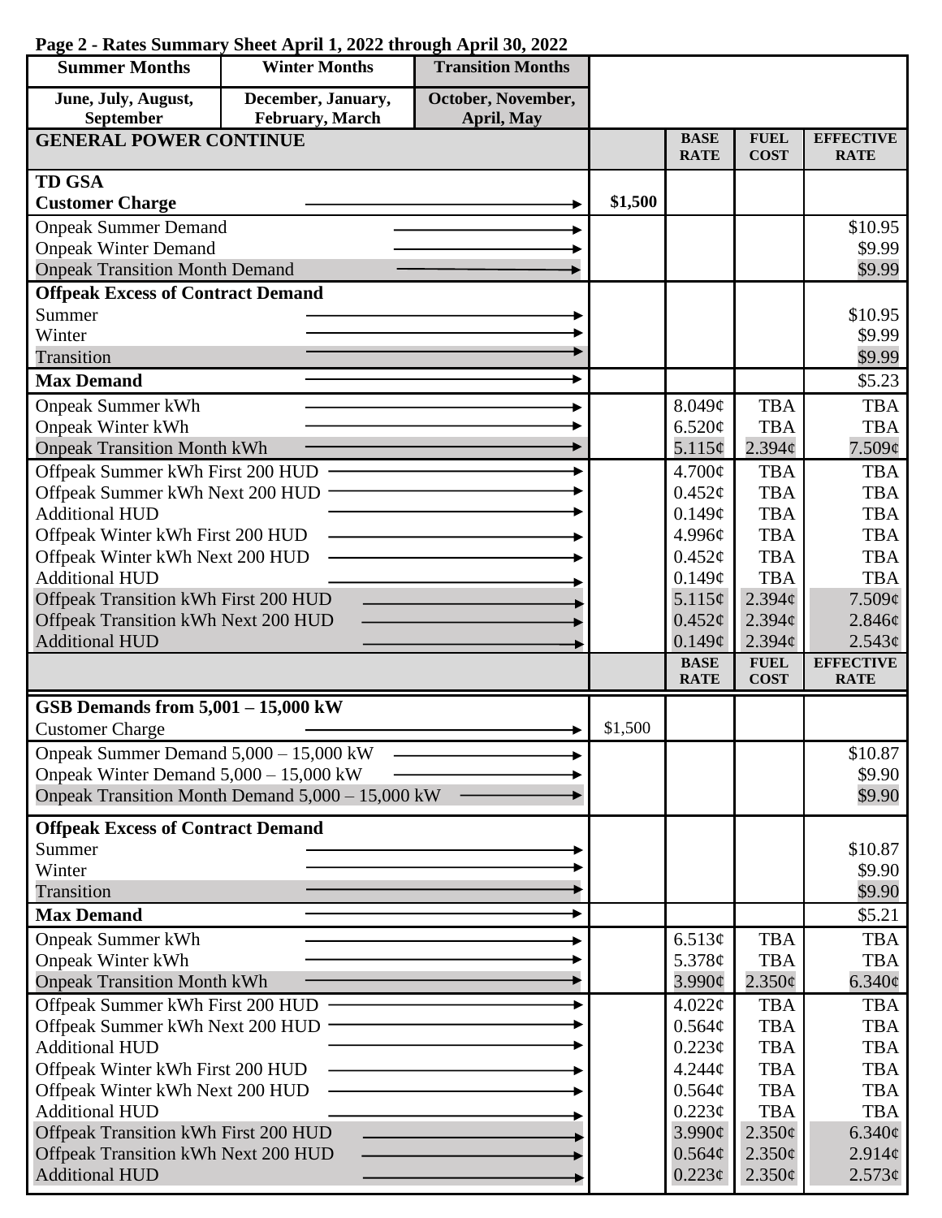**Page 2 - Rates Summary Sheet April 1, 2022 through April 30, 2022**

| Summer Months | Winter Months | Transition Months | | | | |
|---|---|---|---|---|---|---|
| June, July, August, September | December, January, February, March | October, November, April, May | | | | |
| **GENERAL POWER CONTINUE** | | | | **BASE RATE** | **FUEL COST** | **EFFECTIVE RATE** |
| **TD GSA** | | | | | | |
| **Customer Charge** | | | **$1,500** | | | |
| Onpeak Summer Demand | | | | | | $10.95 |
| Onpeak Winter Demand | | | | | | $9.99 |
| Onpeak Transition Month Demand | | | | | | $9.99 |
| **Offpeak Excess of Contract Demand** | | | | | | |
| Summer | | | | | | $10.95 |
| Winter | | | | | | $9.99 |
| Transition | | | | | | $9.99 |
| **Max Demand** | | | | | | $5.23 |
| Onpeak Summer kWh | | | | 8.049¢ | TBA | TBA |
| Onpeak Winter kWh | | | | 6.520¢ | TBA | TBA |
| Onpeak Transition Month kWh | | | | 5.115¢ | 2.394¢ | 7.509¢ |
| Offpeak Summer kWh First 200 HUD | | | | 4.700¢ | TBA | TBA |
| Offpeak Summer kWh Next 200 HUD | | | | 0.452¢ | TBA | TBA |
| Additional HUD | | | | 0.149¢ | TBA | TBA |
| Offpeak Winter kWh First 200 HUD | | | | 4.996¢ | TBA | TBA |
| Offpeak Winter kWh Next 200 HUD | | | | 0.452¢ | TBA | TBA |
| Additional HUD | | | | 0.149¢ | TBA | TBA |
| Offpeak Transition kWh First 200 HUD | | | | 5.115¢ | 2.394¢ | 7.509¢ |
| Offpeak Transition kWh Next 200 HUD | | | | 0.452¢ | 2.394¢ | 2.846¢ |
| Additional HUD | | | | 0.149¢ | 2.394¢ | 2.543¢ |
| | | | | **BASE RATE** | **FUEL COST** | **EFFECTIVE RATE** |
| **GSB Demands from 5,001 – 15,000 kW** | | | | | | |
| Customer Charge | | | $1,500 | | | |
| Onpeak Summer Demand 5,000 – 15,000 kW | | | | | | $10.87 |
| Onpeak Winter Demand 5,000 – 15,000 kW | | | | | | $9.90 |
| Onpeak Transition Month Demand 5,000 – 15,000 kW | | | | | | $9.90 |
| **Offpeak Excess of Contract Demand** | | | | | | |
| Summer | | | | | | $10.87 |
| Winter | | | | | | $9.90 |
| Transition | | | | | | $9.90 |
| **Max Demand** | | | | | | $5.21 |
| Onpeak Summer kWh | | | | 6.513¢ | TBA | TBA |
| Onpeak Winter kWh | | | | 5.378¢ | TBA | TBA |
| Onpeak Transition Month kWh | | | | 3.990¢ | 2.350¢ | 6.340¢ |
| Offpeak Summer kWh First 200 HUD | | | | 4.022¢ | TBA | TBA |
| Offpeak Summer kWh Next 200 HUD | | | | 0.564¢ | TBA | TBA |
| Additional HUD | | | | 0.223¢ | TBA | TBA |
| Offpeak Winter kWh First 200 HUD | | | | 4.244¢ | TBA | TBA |
| Offpeak Winter kWh Next 200 HUD | | | | 0.564¢ | TBA | TBA |
| Additional HUD | | | | 0.223¢ | TBA | TBA |
| Offpeak Transition kWh First 200 HUD | | | | 3.990¢ | 2.350¢ | 6.340¢ |
| Offpeak Transition kWh Next 200 HUD | | | | 0.564¢ | 2.350¢ | 2.914¢ |
| Additional HUD | | | | 0.223¢ | 2.350¢ | 2.573¢ |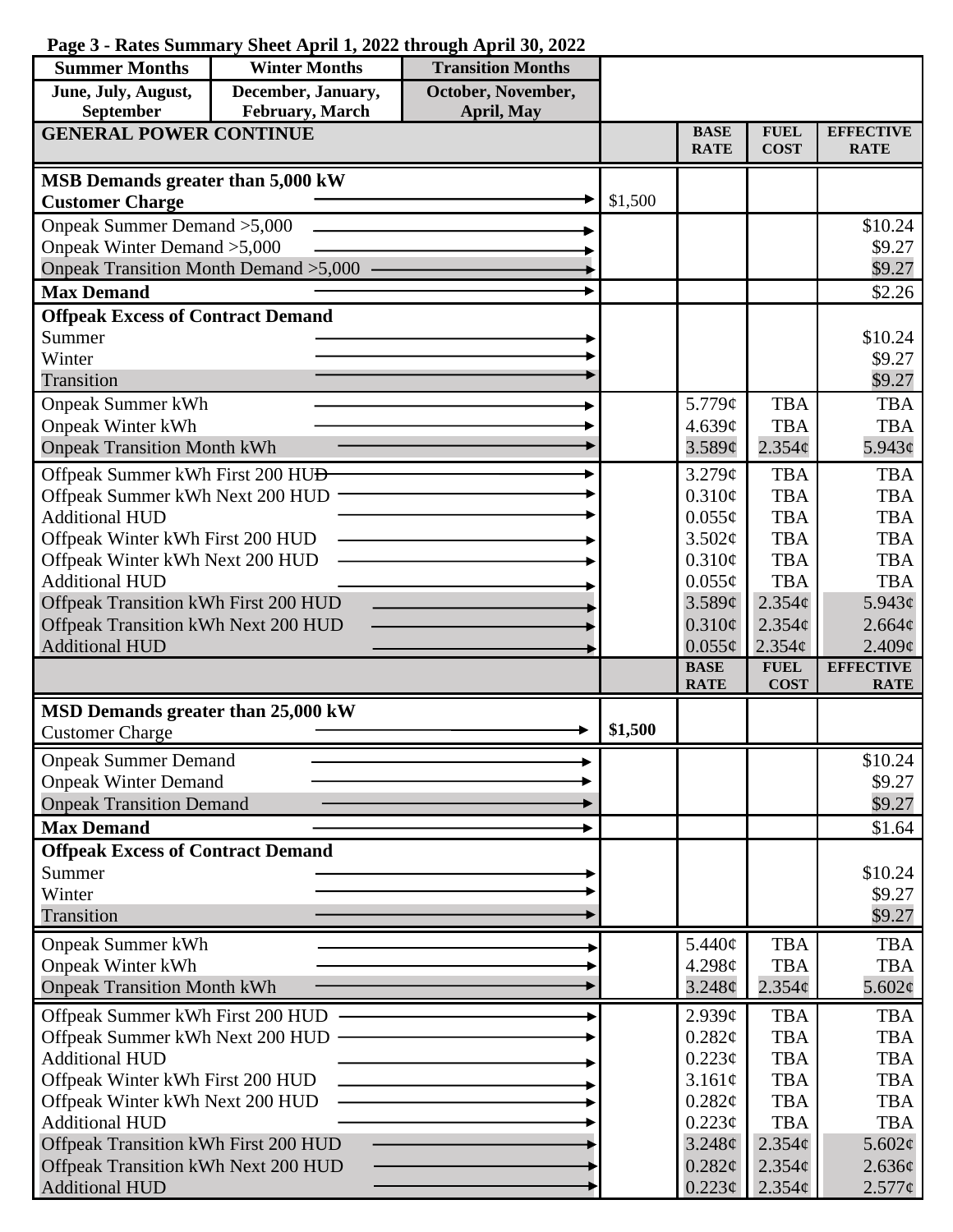**Page 3 - Rates Summary Sheet April 1, 2022 through April 30, 2022**

| Summer Months | Winter Months | Transition Months |
|---|---|---|
| June, July, August, September | December, January, February, March | October, November, April, May |

| GENERAL POWER CONTINUE | | BASE RATE | FUEL COST | EFFECTIVE RATE |
|---|---|---|---|---|
| **MSB Demands greater than 5,000 kW** | | | | |
| **Customer Charge** | $1,500 | | | |
| Onpeak Summer Demand >5,000 | | | | $10.24 |
| Onpeak Winter Demand >5,000 | | | | $9.27 |
| Onpeak Transition Month Demand >5,000 | | | | $9.27 |
| **Max Demand** | | | | $2.26 |
| **Offpeak Excess of Contract Demand** | | | | |
| Summer | | | | $10.24 |
| Winter | | | | $9.27 |
| Transition | | | | $9.27 |
| Onpeak Summer kWh | | 5.779¢ | TBA | TBA |
| Onpeak Winter kWh | | 4.639¢ | TBA | TBA |
| Onpeak Transition Month kWh | | 3.589¢ | 2.354¢ | 5.943¢ |
| Offpeak Summer kWh First 200 HUD | | 3.279¢ | TBA | TBA |
| Offpeak Summer kWh Next 200 HUD | | 0.310¢ | TBA | TBA |
| Additional HUD | | 0.055¢ | TBA | TBA |
| Offpeak Winter kWh First 200 HUD | | 3.502¢ | TBA | TBA |
| Offpeak Winter kWh Next 200 HUD | | 0.310¢ | TBA | TBA |
| Additional HUD | | 0.055¢ | TBA | TBA |
| Offpeak Transition kWh First 200 HUD | | 3.589¢ | 2.354¢ | 5.943¢ |
| Offpeak Transition kWh Next 200 HUD | | 0.310¢ | 2.354¢ | 2.664¢ |
| Additional HUD | | 0.055¢ | 2.354¢ | 2.409¢ |

| | | BASE RATE | FUEL COST | EFFECTIVE RATE |
|---|---|---|---|---|
| **MSD Demands greater than 25,000 kW** | | | | |
| Customer Charge | **$1,500** | | | |
| Onpeak Summer Demand | | | | $10.24 |
| Onpeak Winter Demand | | | | $9.27 |
| Onpeak Transition Demand | | | | $9.27 |
| **Max Demand** | | | | $1.64 |
| **Offpeak Excess of Contract Demand** | | | | |
| Summer | | | | $10.24 |
| Winter | | | | $9.27 |
| Transition | | | | $9.27 |
| Onpeak Summer kWh | | 5.440¢ | TBA | TBA |
| Onpeak Winter kWh | | 4.298¢ | TBA | TBA |
| Onpeak Transition Month kWh | | 3.248¢ | 2.354¢ | 5.602¢ |
| Offpeak Summer kWh First 200 HUD | | 2.939¢ | TBA | TBA |
| Offpeak Summer kWh Next 200 HUD | | 0.282¢ | TBA | TBA |
| Additional HUD | | 0.223¢ | TBA | TBA |
| Offpeak Winter kWh First 200 HUD | | 3.161¢ | TBA | TBA |
| Offpeak Winter kWh Next 200 HUD | | 0.282¢ | TBA | TBA |
| Additional HUD | | 0.223¢ | TBA | TBA |
| Offpeak Transition kWh First 200 HUD | | 3.248¢ | 2.354¢ | 5.602¢ |
| Offpeak Transition kWh Next 200 HUD | | 0.282¢ | 2.354¢ | 2.636¢ |
| Additional HUD | | 0.223¢ | 2.354¢ | 2.577¢ |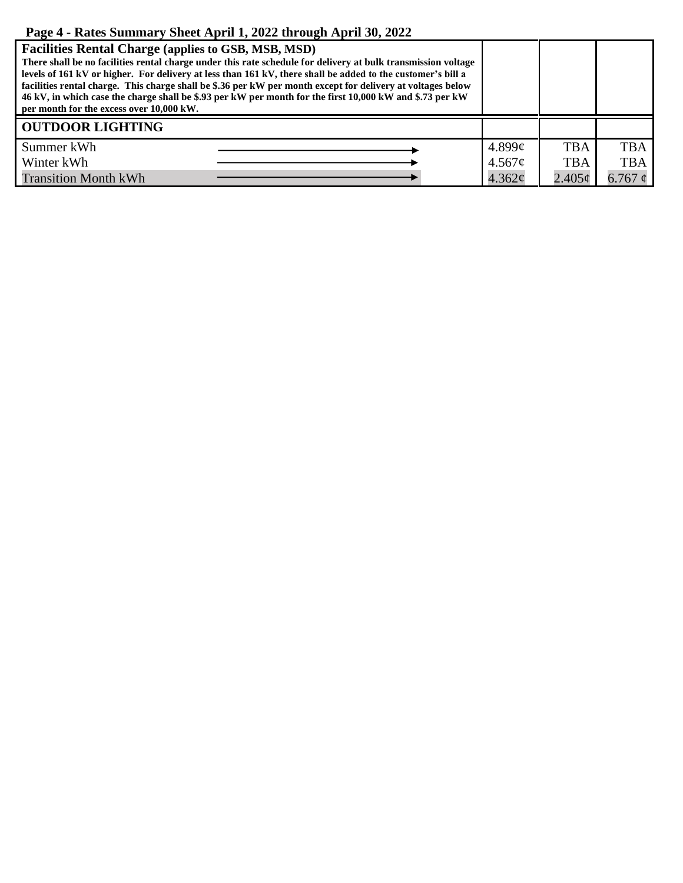## Page 4 - Rates Summary Sheet April 1, 2022 through April 30, 2022

| | | | |
|---|---|---|---|
| **Facilities Rental Charge (applies to GSB, MSB, MSD)**<br>**There shall be no facilities rental charge under this rate schedule for delivery at bulk transmission voltage levels of 161 kV or higher. For delivery at less than 161 kV, there shall be added to the customer's bill a facilities rental charge. This charge shall be $.36 per kW per month except for delivery at voltages below 46 kV, in which case the charge shall be $.93 per kW per month for the first 10,000 kW and $.73 per kW per month for the excess over 10,000 kW.** | | | |
| **OUTDOOR LIGHTING** | | | |
| Summer kWh ⟶ | 4.899¢ | TBA | TBA |
| Winter kWh ⟶ | 4.567¢ | TBA | TBA |
| Transition Month kWh ⟶ | 4.362¢ | 2.405¢ | 6.767 ¢ |